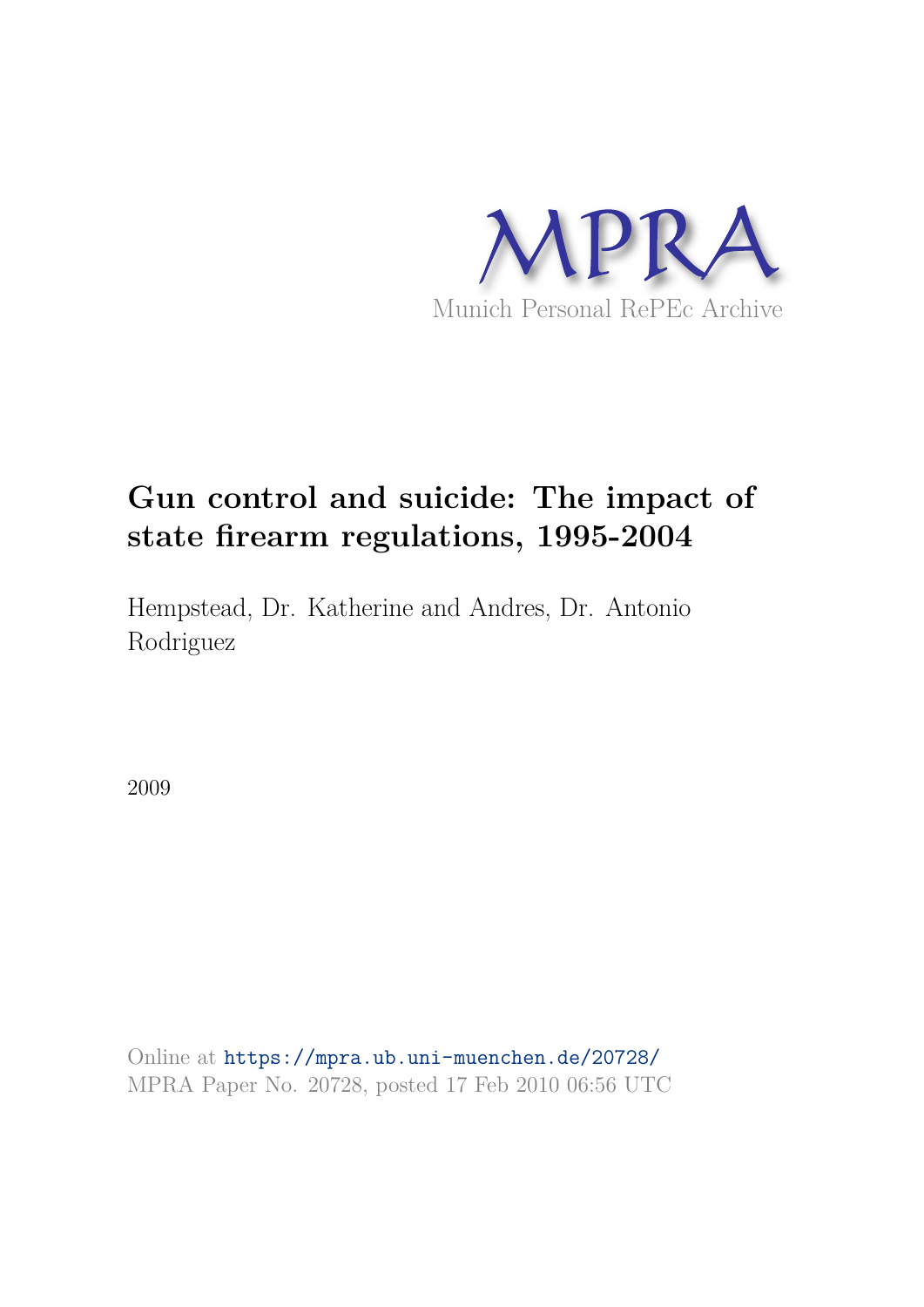MPRA

Munich Personal RePEc Archive

# Gun control and suicide: The impact of state firearm regulations, 1995-2004

Hempstead, Dr. Katherine and Andres, Dr. Antonio Rodriguez

2009

Online at https://mpra.ub.uni-muenchen.de/20728/
MPRA Paper No. 20728, posted 17 Feb 2010 06:56 UTC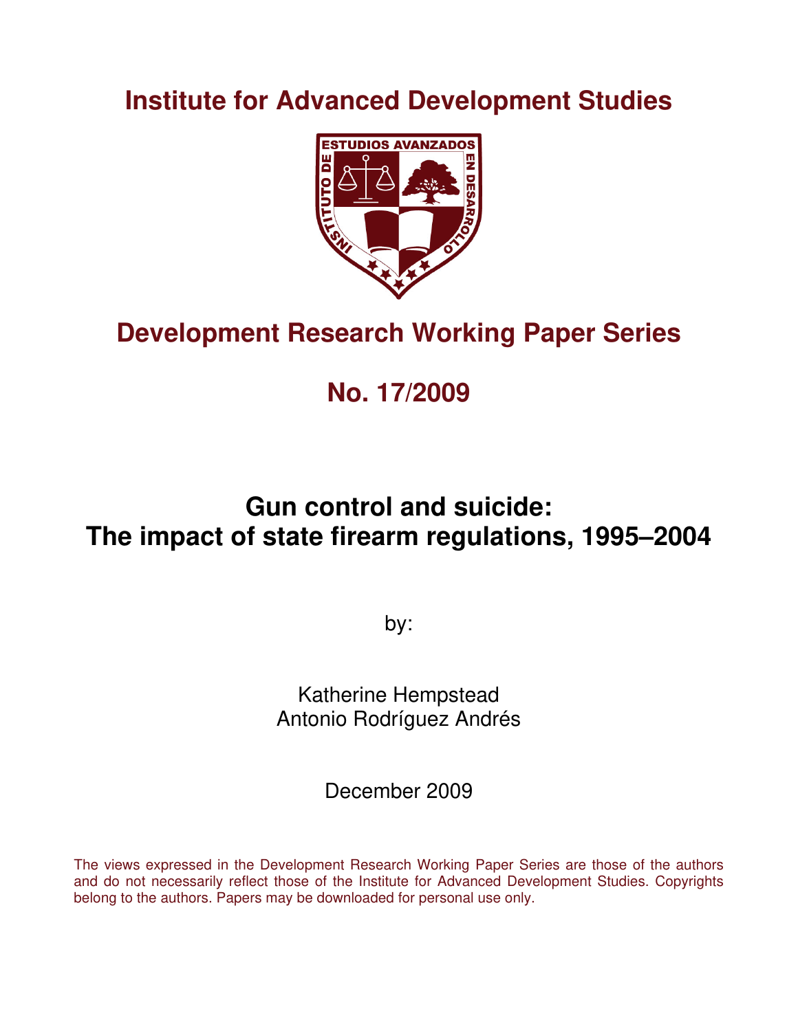# Institute for Advanced Development Studies

# Development Research Working Paper Series

## No. 17/2009

# Gun control and suicide: The impact of state firearm regulations, 1995–2004

by:

Katherine Hempstead
Antonio Rodríguez Andrés

December 2009

The views expressed in the Development Research Working Paper Series are those of the authors and do not necessarily reflect those of the Institute for Advanced Development Studies. Copyrights belong to the authors. Papers may be downloaded for personal use only.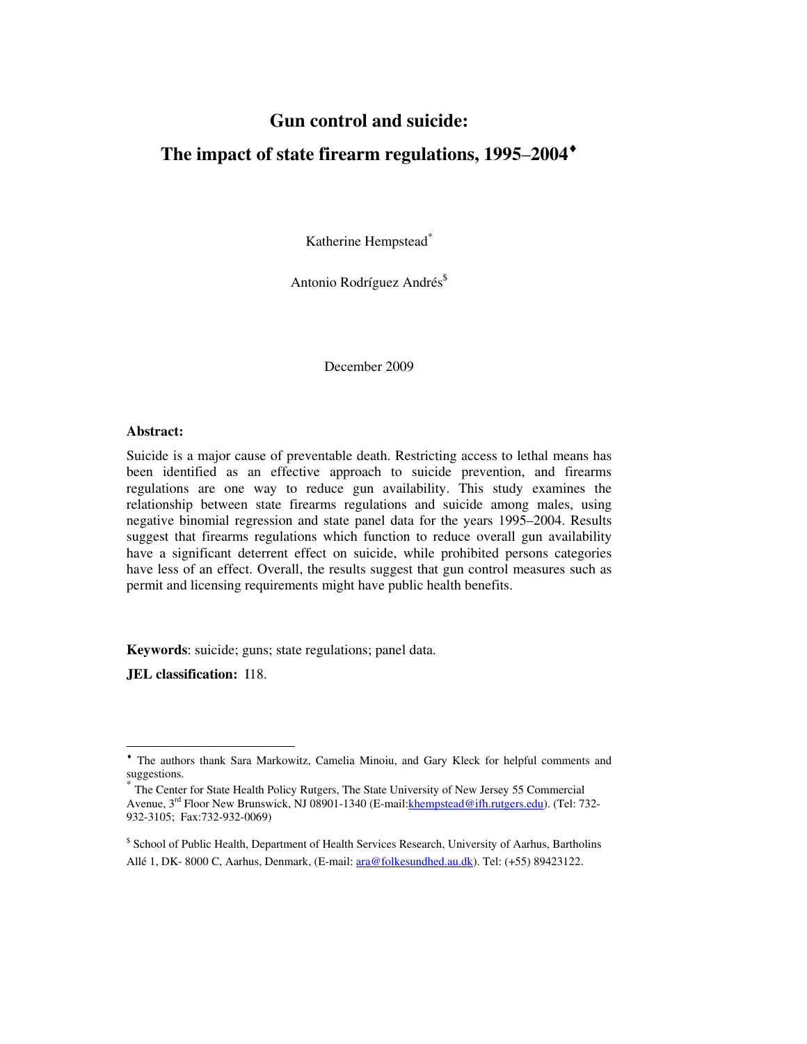# Gun control and suicide:

# The impact of state firearm regulations, 1995–2004[♦]

Katherine Hempstead[*]

Antonio Rodríguez Andrés[$]

December 2009

**Abstract:**

Suicide is a major cause of preventable death. Restricting access to lethal means has been identified as an effective approach to suicide prevention, and firearms regulations are one way to reduce gun availability. This study examines the relationship between state firearms regulations and suicide among males, using negative binomial regression and state panel data for the years 1995–2004. Results suggest that firearms regulations which function to reduce overall gun availability have a significant deterrent effect on suicide, while prohibited persons categories have less of an effect. Overall, the results suggest that gun control measures such as permit and licensing requirements might have public health benefits.

**Keywords**: suicide; guns; state regulations; panel data.

**JEL classification:** I18.

---

[♦] The authors thank Sara Markowitz, Camelia Minoiu, and Gary Kleck for helpful comments and suggestions.

[*] The Center for State Health Policy Rutgers, The State University of New Jersey 55 Commercial Avenue, 3rd Floor New Brunswick, NJ 08901-1340 (E-mail:khempstead@ifh.rutgers.edu). (Tel: 732-932-3105; Fax:732-932-0069)

[$] School of Public Health, Department of Health Services Research, University of Aarhus, Bartholins Allé 1, DK- 8000 C, Aarhus, Denmark, (E-mail: ara@folkesundhed.au.dk). Tel: (+55) 89423122.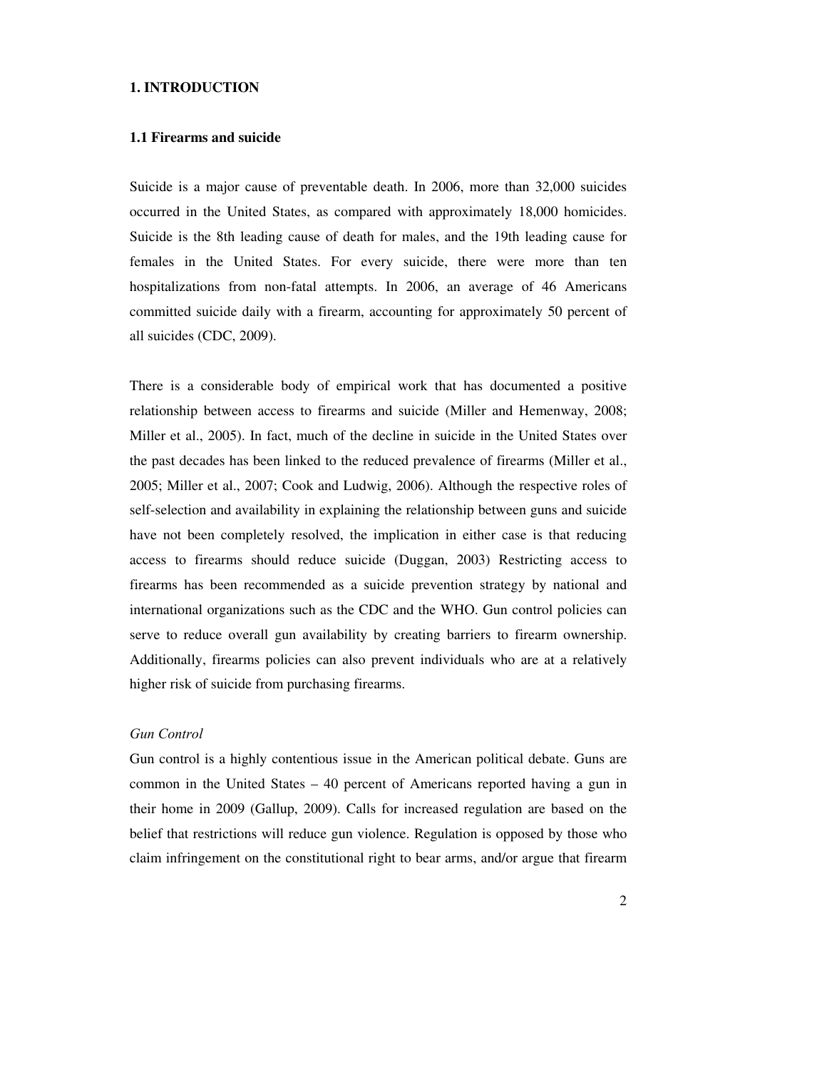# 1. INTRODUCTION

## 1.1 Firearms and suicide

Suicide is a major cause of preventable death. In 2006, more than 32,000 suicides occurred in the United States, as compared with approximately 18,000 homicides. Suicide is the 8th leading cause of death for males, and the 19th leading cause for females in the United States. For every suicide, there were more than ten hospitalizations from non-fatal attempts. In 2006, an average of 46 Americans committed suicide daily with a firearm, accounting for approximately 50 percent of all suicides (CDC, 2009).

There is a considerable body of empirical work that has documented a positive relationship between access to firearms and suicide (Miller and Hemenway, 2008; Miller et al., 2005). In fact, much of the decline in suicide in the United States over the past decades has been linked to the reduced prevalence of firearms (Miller et al., 2005; Miller et al., 2007; Cook and Ludwig, 2006). Although the respective roles of self-selection and availability in explaining the relationship between guns and suicide have not been completely resolved, the implication in either case is that reducing access to firearms should reduce suicide (Duggan, 2003) Restricting access to firearms has been recommended as a suicide prevention strategy by national and international organizations such as the CDC and the WHO. Gun control policies can serve to reduce overall gun availability by creating barriers to firearm ownership. Additionally, firearms policies can also prevent individuals who are at a relatively higher risk of suicide from purchasing firearms.

*Gun Control*

Gun control is a highly contentious issue in the American political debate. Guns are common in the United States – 40 percent of Americans reported having a gun in their home in 2009 (Gallup, 2009). Calls for increased regulation are based on the belief that restrictions will reduce gun violence. Regulation is opposed by those who claim infringement on the constitutional right to bear arms, and/or argue that firearm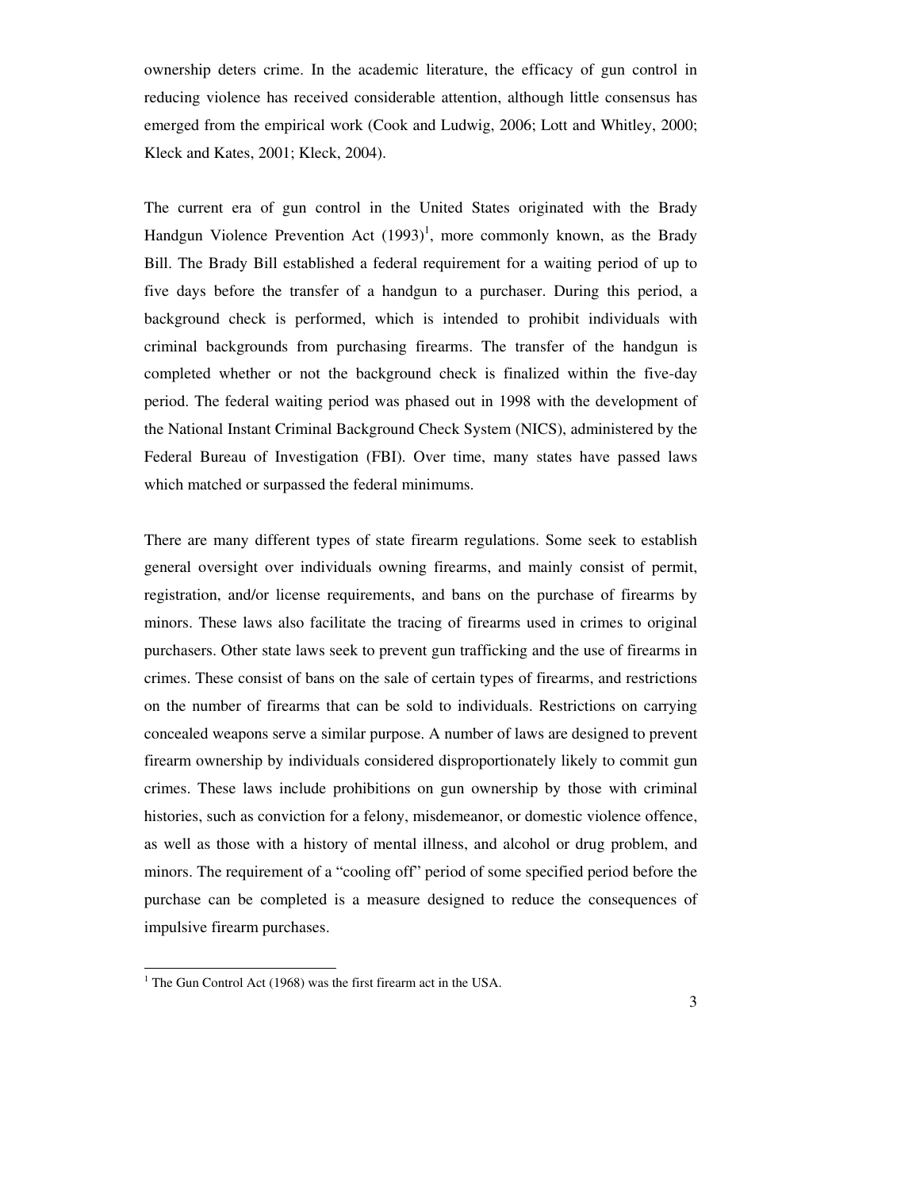ownership deters crime. In the academic literature, the efficacy of gun control in reducing violence has received considerable attention, although little consensus has emerged from the empirical work (Cook and Ludwig, 2006; Lott and Whitley, 2000; Kleck and Kates, 2001; Kleck, 2004).

The current era of gun control in the United States originated with the Brady Handgun Violence Prevention Act (1993)[1], more commonly known, as the Brady Bill. The Brady Bill established a federal requirement for a waiting period of up to five days before the transfer of a handgun to a purchaser. During this period, a background check is performed, which is intended to prohibit individuals with criminal backgrounds from purchasing firearms. The transfer of the handgun is completed whether or not the background check is finalized within the five-day period. The federal waiting period was phased out in 1998 with the development of the National Instant Criminal Background Check System (NICS), administered by the Federal Bureau of Investigation (FBI). Over time, many states have passed laws which matched or surpassed the federal minimums.

There are many different types of state firearm regulations. Some seek to establish general oversight over individuals owning firearms, and mainly consist of permit, registration, and/or license requirements, and bans on the purchase of firearms by minors. These laws also facilitate the tracing of firearms used in crimes to original purchasers. Other state laws seek to prevent gun trafficking and the use of firearms in crimes. These consist of bans on the sale of certain types of firearms, and restrictions on the number of firearms that can be sold to individuals. Restrictions on carrying concealed weapons serve a similar purpose. A number of laws are designed to prevent firearm ownership by individuals considered disproportionately likely to commit gun crimes. These laws include prohibitions on gun ownership by those with criminal histories, such as conviction for a felony, misdemeanor, or domestic violence offence, as well as those with a history of mental illness, and alcohol or drug problem, and minors. The requirement of a "cooling off" period of some specified period before the purchase can be completed is a measure designed to reduce the consequences of impulsive firearm purchases.

[1] The Gun Control Act (1968) was the first firearm act in the USA.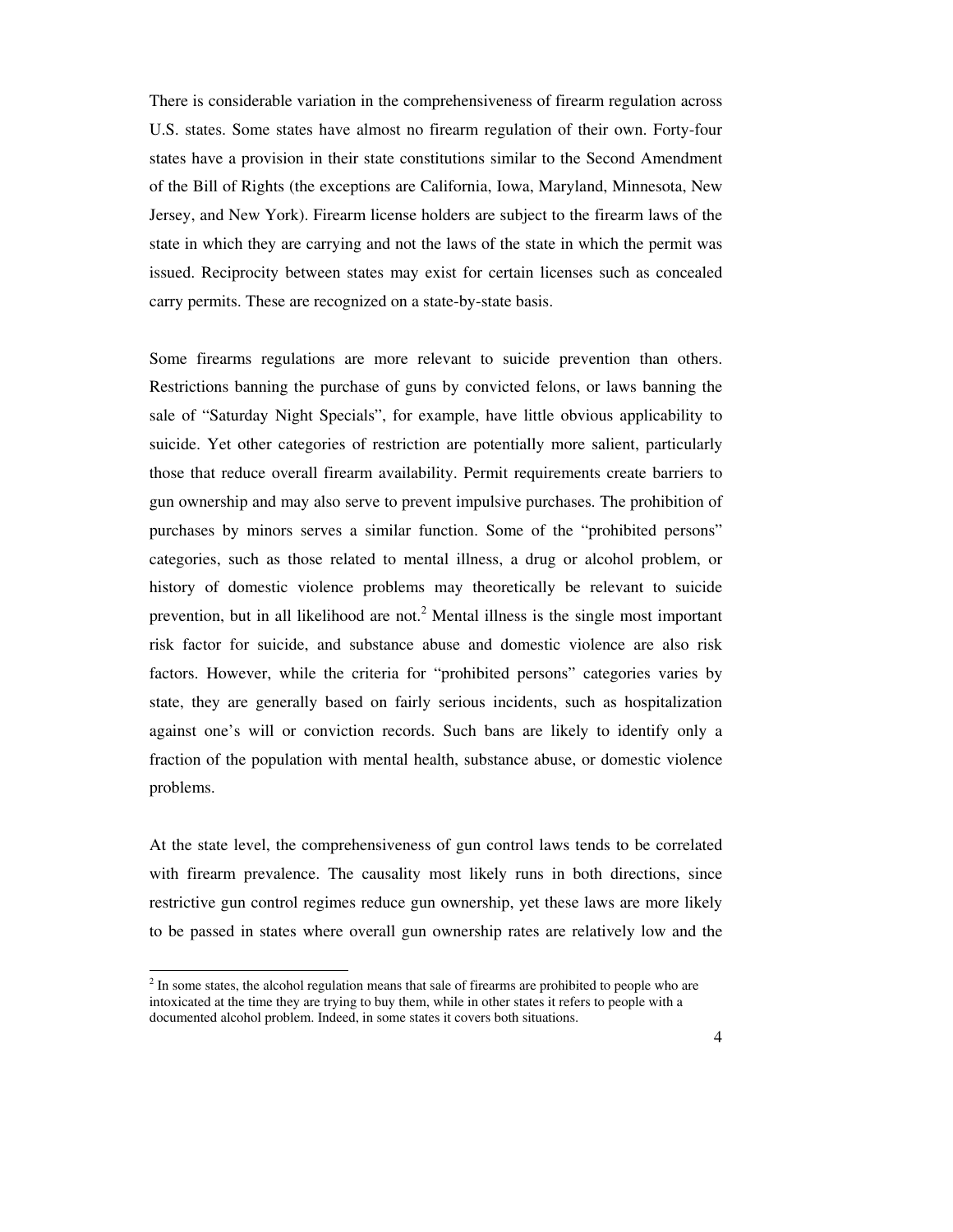There is considerable variation in the comprehensiveness of firearm regulation across U.S. states. Some states have almost no firearm regulation of their own. Forty-four states have a provision in their state constitutions similar to the Second Amendment of the Bill of Rights (the exceptions are California, Iowa, Maryland, Minnesota, New Jersey, and New York). Firearm license holders are subject to the firearm laws of the state in which they are carrying and not the laws of the state in which the permit was issued. Reciprocity between states may exist for certain licenses such as concealed carry permits. These are recognized on a state-by-state basis.

Some firearms regulations are more relevant to suicide prevention than others. Restrictions banning the purchase of guns by convicted felons, or laws banning the sale of "Saturday Night Specials", for example, have little obvious applicability to suicide. Yet other categories of restriction are potentially more salient, particularly those that reduce overall firearm availability. Permit requirements create barriers to gun ownership and may also serve to prevent impulsive purchases. The prohibition of purchases by minors serves a similar function. Some of the "prohibited persons" categories, such as those related to mental illness, a drug or alcohol problem, or history of domestic violence problems may theoretically be relevant to suicide prevention, but in all likelihood are not.[2] Mental illness is the single most important risk factor for suicide, and substance abuse and domestic violence are also risk factors. However, while the criteria for "prohibited persons" categories varies by state, they are generally based on fairly serious incidents, such as hospitalization against one's will or conviction records. Such bans are likely to identify only a fraction of the population with mental health, substance abuse, or domestic violence problems.

At the state level, the comprehensiveness of gun control laws tends to be correlated with firearm prevalence. The causality most likely runs in both directions, since restrictive gun control regimes reduce gun ownership, yet these laws are more likely to be passed in states where overall gun ownership rates are relatively low and the

[2] In some states, the alcohol regulation means that sale of firearms are prohibited to people who are intoxicated at the time they are trying to buy them, while in other states it refers to people with a documented alcohol problem. Indeed, in some states it covers both situations.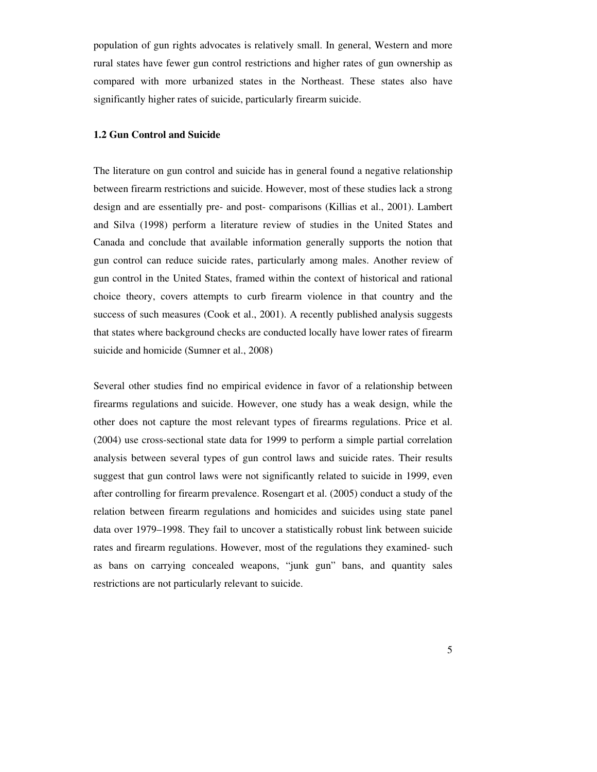population of gun rights advocates is relatively small. In general, Western and more rural states have fewer gun control restrictions and higher rates of gun ownership as compared with more urbanized states in the Northeast. These states also have significantly higher rates of suicide, particularly firearm suicide.

### 1.2 Gun Control and Suicide

The literature on gun control and suicide has in general found a negative relationship between firearm restrictions and suicide. However, most of these studies lack a strong design and are essentially pre- and post- comparisons (Killias et al., 2001). Lambert and Silva (1998) perform a literature review of studies in the United States and Canada and conclude that available information generally supports the notion that gun control can reduce suicide rates, particularly among males. Another review of gun control in the United States, framed within the context of historical and rational choice theory, covers attempts to curb firearm violence in that country and the success of such measures (Cook et al., 2001). A recently published analysis suggests that states where background checks are conducted locally have lower rates of firearm suicide and homicide (Sumner et al., 2008)

Several other studies find no empirical evidence in favor of a relationship between firearms regulations and suicide. However, one study has a weak design, while the other does not capture the most relevant types of firearms regulations. Price et al. (2004) use cross-sectional state data for 1999 to perform a simple partial correlation analysis between several types of gun control laws and suicide rates. Their results suggest that gun control laws were not significantly related to suicide in 1999, even after controlling for firearm prevalence. Rosengart et al. (2005) conduct a study of the relation between firearm regulations and homicides and suicides using state panel data over 1979–1998. They fail to uncover a statistically robust link between suicide rates and firearm regulations. However, most of the regulations they examined- such as bans on carrying concealed weapons, "junk gun" bans, and quantity sales restrictions are not particularly relevant to suicide.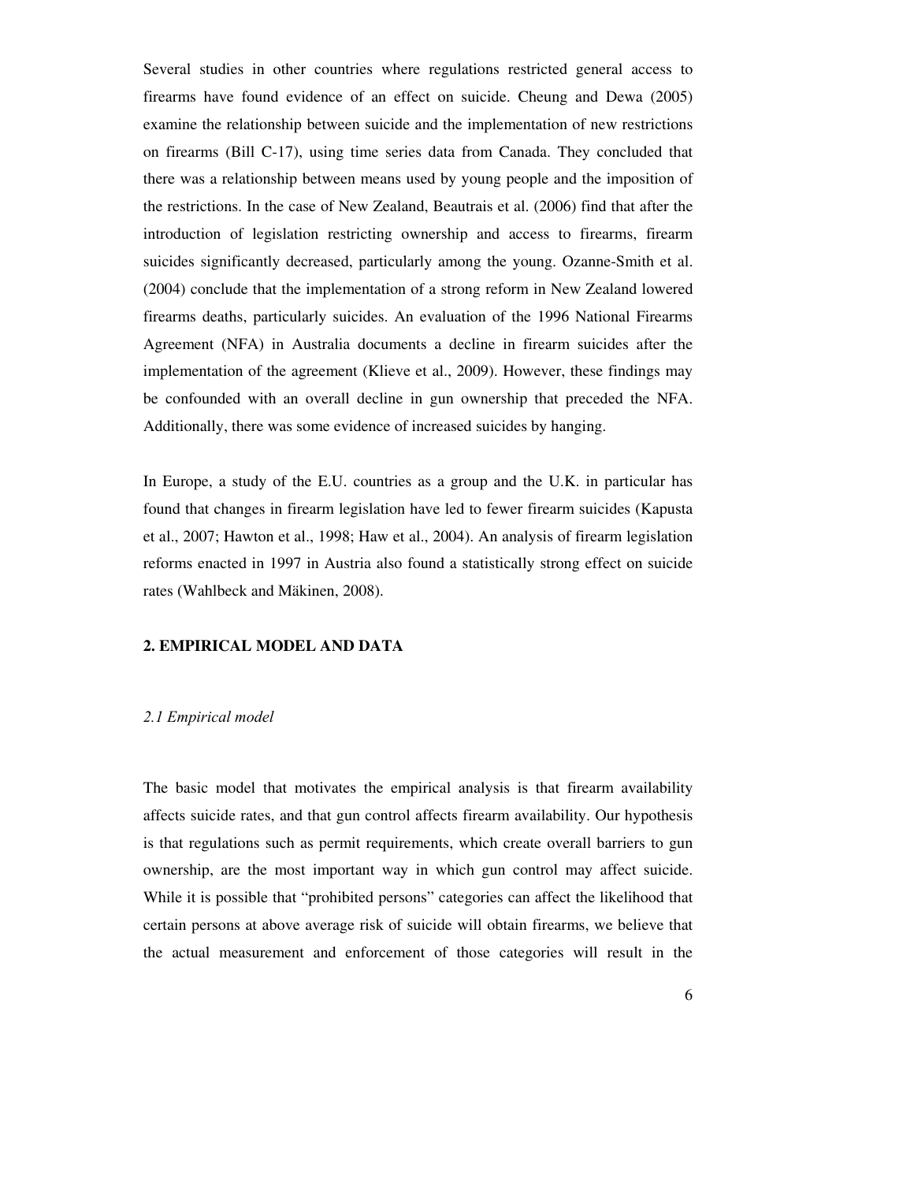Several studies in other countries where regulations restricted general access to firearms have found evidence of an effect on suicide. Cheung and Dewa (2005) examine the relationship between suicide and the implementation of new restrictions on firearms (Bill C-17), using time series data from Canada. They concluded that there was a relationship between means used by young people and the imposition of the restrictions. In the case of New Zealand, Beautrais et al. (2006) find that after the introduction of legislation restricting ownership and access to firearms, firearm suicides significantly decreased, particularly among the young. Ozanne-Smith et al. (2004) conclude that the implementation of a strong reform in New Zealand lowered firearms deaths, particularly suicides. An evaluation of the 1996 National Firearms Agreement (NFA) in Australia documents a decline in firearm suicides after the implementation of the agreement (Klieve et al., 2009). However, these findings may be confounded with an overall decline in gun ownership that preceded the NFA. Additionally, there was some evidence of increased suicides by hanging.

In Europe, a study of the E.U. countries as a group and the U.K. in particular has found that changes in firearm legislation have led to fewer firearm suicides (Kapusta et al., 2007; Hawton et al., 1998; Haw et al., 2004). An analysis of firearm legislation reforms enacted in 1997 in Austria also found a statistically strong effect on suicide rates (Wahlbeck and Mäkinen, 2008).

## 2. EMPIRICAL MODEL AND DATA

### *2.1 Empirical model*

The basic model that motivates the empirical analysis is that firearm availability affects suicide rates, and that gun control affects firearm availability. Our hypothesis is that regulations such as permit requirements, which create overall barriers to gun ownership, are the most important way in which gun control may affect suicide. While it is possible that "prohibited persons" categories can affect the likelihood that certain persons at above average risk of suicide will obtain firearms, we believe that the actual measurement and enforcement of those categories will result in the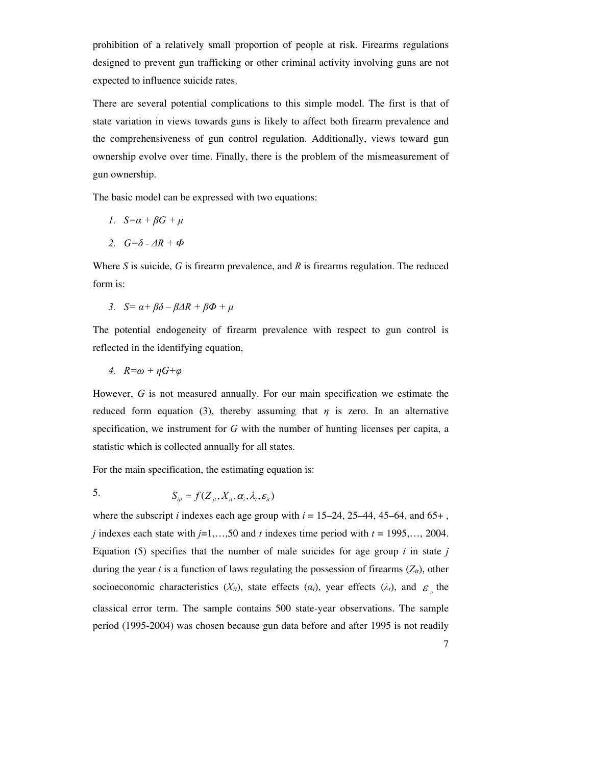prohibition of a relatively small proportion of people at risk. Firearms regulations designed to prevent gun trafficking or other criminal activity involving guns are not expected to influence suicide rates.

There are several potential complications to this simple model. The first is that of state variation in views towards guns is likely to affect both firearm prevalence and the comprehensiveness of gun control regulation. Additionally, views toward gun ownership evolve over time. Finally, there is the problem of the mismeasurement of gun ownership.

The basic model can be expressed with two equations:

1. $S = \alpha + \beta G + \mu$
2. $G = \delta - \Delta R + \Phi$

Where *S* is suicide, *G* is firearm prevalence, and *R* is firearms regulation. The reduced form is:

3. $S = \alpha + \beta\delta - \beta\Delta R + \beta\Phi + \mu$

The potential endogeneity of firearm prevalence with respect to gun control is reflected in the identifying equation,

4. $R = \omega + \eta G + \varphi$

However, *G* is not measured annually. For our main specification we estimate the reduced form equation (3), thereby assuming that $\eta$ is zero. In an alternative specification, we instrument for *G* with the number of hunting licenses per capita, a statistic which is collected annually for all states.

For the main specification, the estimating equation is:

5. $$S_{ijt} = f(Z_{jt}, X_{it}, \alpha_i, \lambda_t, \varepsilon_{it})$$

where the subscript *i* indexes each age group with *i* = 15–24, 25–44, 45–64, and 65+ , *j* indexes each state with *j*=1,…,50 and *t* indexes time period with *t* = 1995,…, 2004. Equation (5) specifies that the number of male suicides for age group *i* in state *j* during the year *t* is a function of laws regulating the possession of firearms ($Z_{it}$), other socioeconomic characteristics ($X_{it}$), state effects ($\alpha_i$), year effects ($\lambda_t$), and $\varepsilon_{it}$ the classical error term. The sample contains 500 state-year observations. The sample period (1995-2004) was chosen because gun data before and after 1995 is not readily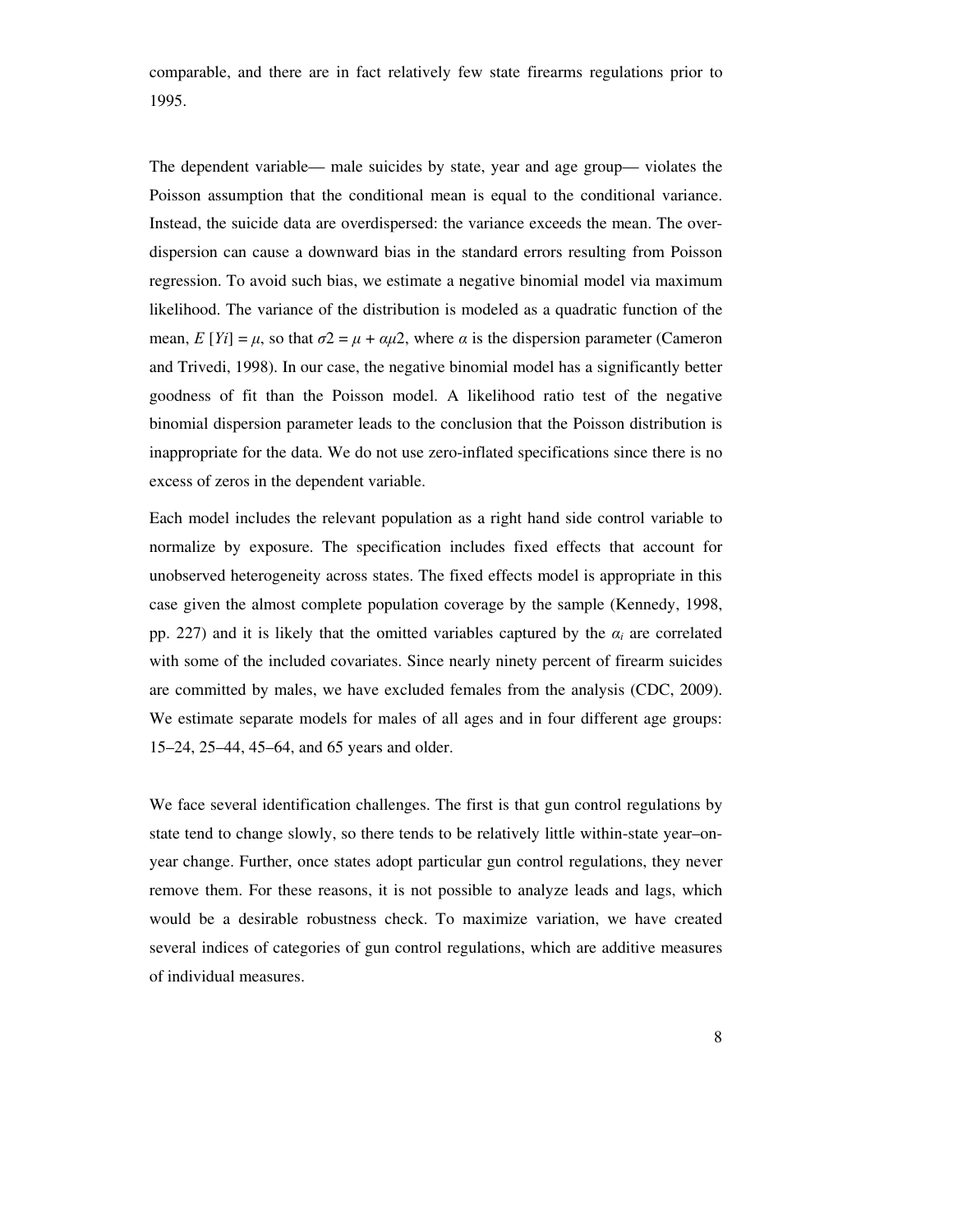comparable, and there are in fact relatively few state firearms regulations prior to 1995.

The dependent variable— male suicides by state, year and age group— violates the Poisson assumption that the conditional mean is equal to the conditional variance. Instead, the suicide data are overdispersed: the variance exceeds the mean. The over-dispersion can cause a downward bias in the standard errors resulting from Poisson regression. To avoid such bias, we estimate a negative binomial model via maximum likelihood. The variance of the distribution is modeled as a quadratic function of the mean, $E[Y_i] = \mu$, so that $\sigma 2 = \mu + \alpha\mu 2$, where $\alpha$ is the dispersion parameter (Cameron and Trivedi, 1998). In our case, the negative binomial model has a significantly better goodness of fit than the Poisson model. A likelihood ratio test of the negative binomial dispersion parameter leads to the conclusion that the Poisson distribution is inappropriate for the data. We do not use zero-inflated specifications since there is no excess of zeros in the dependent variable.

Each model includes the relevant population as a right hand side control variable to normalize by exposure. The specification includes fixed effects that account for unobserved heterogeneity across states. The fixed effects model is appropriate in this case given the almost complete population coverage by the sample (Kennedy, 1998, pp. 227) and it is likely that the omitted variables captured by the $\alpha_i$ are correlated with some of the included covariates. Since nearly ninety percent of firearm suicides are committed by males, we have excluded females from the analysis (CDC, 2009). We estimate separate models for males of all ages and in four different age groups: 15–24, 25–44, 45–64, and 65 years and older.

We face several identification challenges. The first is that gun control regulations by state tend to change slowly, so there tends to be relatively little within-state year–on-year change. Further, once states adopt particular gun control regulations, they never remove them. For these reasons, it is not possible to analyze leads and lags, which would be a desirable robustness check. To maximize variation, we have created several indices of categories of gun control regulations, which are additive measures of individual measures.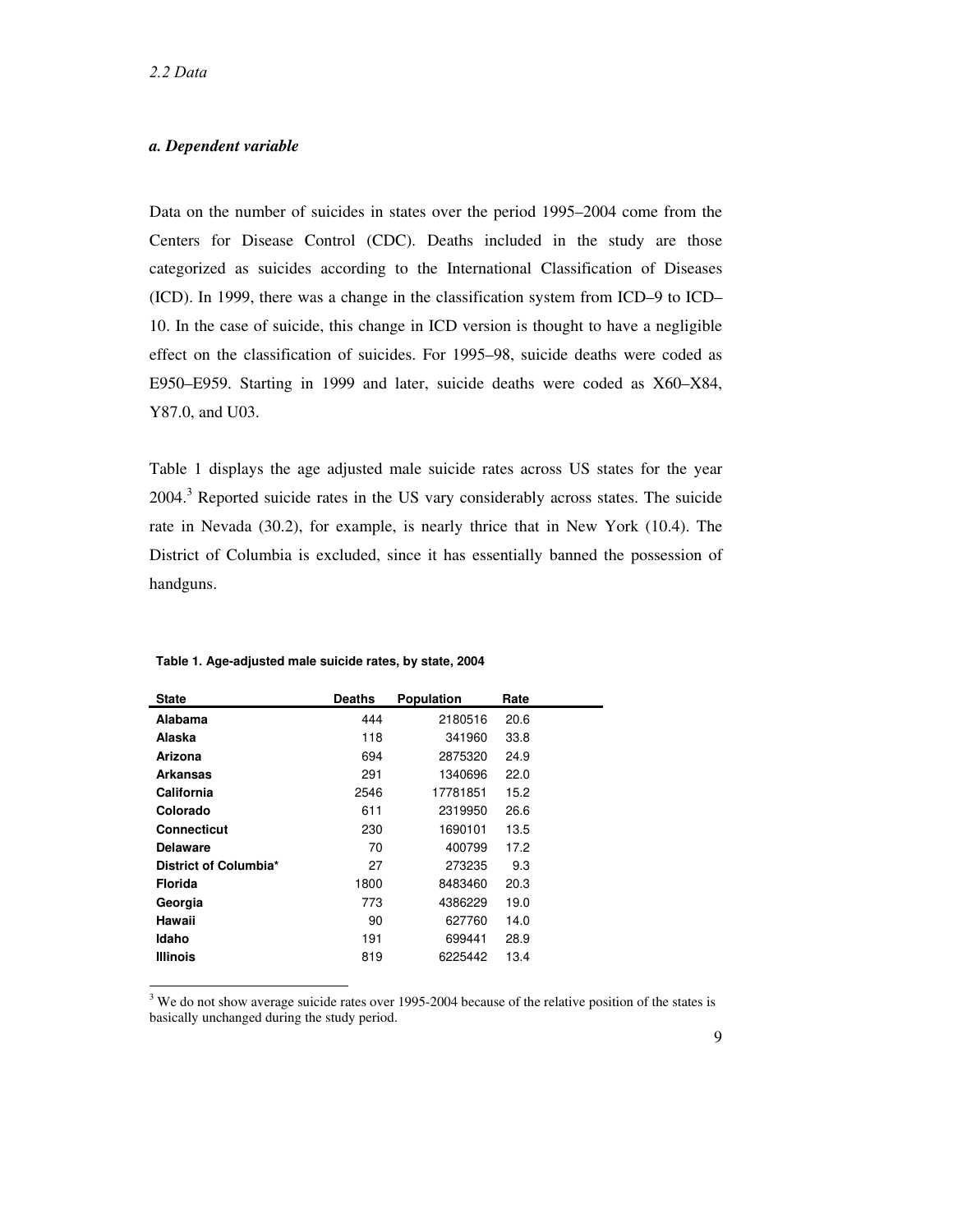*2.2 Data*

***a. Dependent variable***

Data on the number of suicides in states over the period 1995–2004 come from the Centers for Disease Control (CDC). Deaths included in the study are those categorized as suicides according to the International Classification of Diseases (ICD). In 1999, there was a change in the classification system from ICD–9 to ICD–10. In the case of suicide, this change in ICD version is thought to have a negligible effect on the classification of suicides. For 1995–98, suicide deaths were coded as E950–E959. Starting in 1999 and later, suicide deaths were coded as X60–X84, Y87.0, and U03.

Table 1 displays the age adjusted male suicide rates across US states for the year 2004.[3] Reported suicide rates in the US vary considerably across states. The suicide rate in Nevada (30.2), for example, is nearly thrice that in New York (10.4). The District of Columbia is excluded, since it has essentially banned the possession of handguns.

**Table 1. Age-adjusted male suicide rates, by state, 2004**

| State | Deaths | Population | Rate |
|---|---|---|---|
| **Alabama** | 444 | 2180516 | 20.6 |
| **Alaska** | 118 | 341960 | 33.8 |
| **Arizona** | 694 | 2875320 | 24.9 |
| **Arkansas** | 291 | 1340696 | 22.0 |
| **California** | 2546 | 17781851 | 15.2 |
| **Colorado** | 611 | 2319950 | 26.6 |
| **Connecticut** | 230 | 1690101 | 13.5 |
| **Delaware** | 70 | 400799 | 17.2 |
| **District of Columbia*** | 27 | 273235 | 9.3 |
| **Florida** | 1800 | 8483460 | 20.3 |
| **Georgia** | 773 | 4386229 | 19.0 |
| **Hawaii** | 90 | 627760 | 14.0 |
| **Idaho** | 191 | 699441 | 28.9 |
| **Illinois** | 819 | 6225442 | 13.4 |

[3] We do not show average suicide rates over 1995-2004 because of the relative position of the states is basically unchanged during the study period.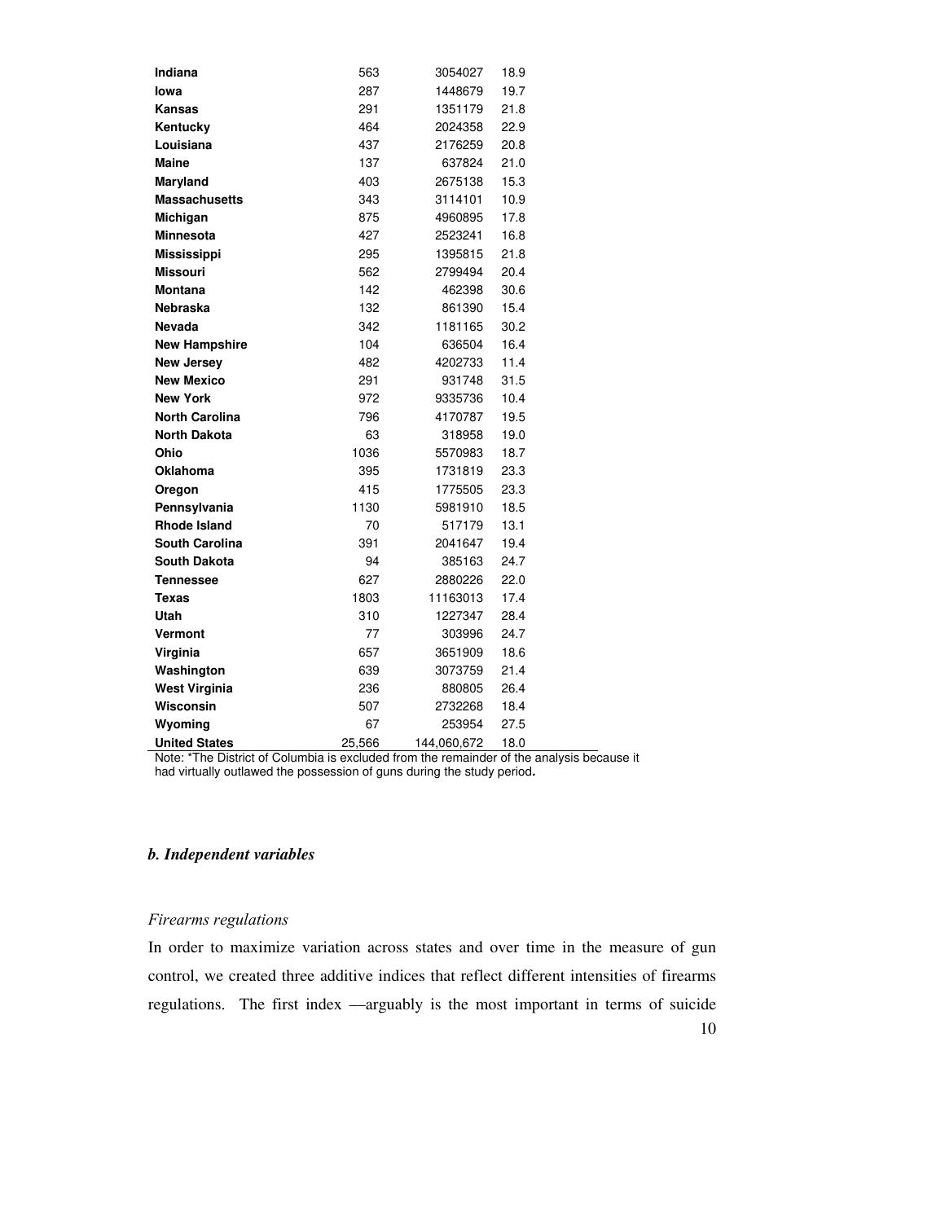| | | | |
|---|---|---|---|
| **Indiana** | 563 | 3054027 | 18.9 |
| **Iowa** | 287 | 1448679 | 19.7 |
| **Kansas** | 291 | 1351179 | 21.8 |
| **Kentucky** | 464 | 2024358 | 22.9 |
| **Louisiana** | 437 | 2176259 | 20.8 |
| **Maine** | 137 | 637824 | 21.0 |
| **Maryland** | 403 | 2675138 | 15.3 |
| **Massachusetts** | 343 | 3114101 | 10.9 |
| **Michigan** | 875 | 4960895 | 17.8 |
| **Minnesota** | 427 | 2523241 | 16.8 |
| **Mississippi** | 295 | 1395815 | 21.8 |
| **Missouri** | 562 | 2799494 | 20.4 |
| **Montana** | 142 | 462398 | 30.6 |
| **Nebraska** | 132 | 861390 | 15.4 |
| **Nevada** | 342 | 1181165 | 30.2 |
| **New Hampshire** | 104 | 636504 | 16.4 |
| **New Jersey** | 482 | 4202733 | 11.4 |
| **New Mexico** | 291 | 931748 | 31.5 |
| **New York** | 972 | 9335736 | 10.4 |
| **North Carolina** | 796 | 4170787 | 19.5 |
| **North Dakota** | 63 | 318958 | 19.0 |
| **Ohio** | 1036 | 5570983 | 18.7 |
| **Oklahoma** | 395 | 1731819 | 23.3 |
| **Oregon** | 415 | 1775505 | 23.3 |
| **Pennsylvania** | 1130 | 5981910 | 18.5 |
| **Rhode Island** | 70 | 517179 | 13.1 |
| **South Carolina** | 391 | 2041647 | 19.4 |
| **South Dakota** | 94 | 385163 | 24.7 |
| **Tennessee** | 627 | 2880226 | 22.0 |
| **Texas** | 1803 | 11163013 | 17.4 |
| **Utah** | 310 | 1227347 | 28.4 |
| **Vermont** | 77 | 303996 | 24.7 |
| **Virginia** | 657 | 3651909 | 18.6 |
| **Washington** | 639 | 3073759 | 21.4 |
| **West Virginia** | 236 | 880805 | 26.4 |
| **Wisconsin** | 507 | 2732268 | 18.4 |
| **Wyoming** | 67 | 253954 | 27.5 |
| **United States** | 25,566 | 144,060,672 | 18.0 |

Note: *The District of Columbia is excluded from the remainder of the analysis because it had virtually outlawed the possession of guns during the study period**.**

### *b. Independent variables*

*Firearms regulations*

In order to maximize variation across states and over time in the measure of gun control, we created three additive indices that reflect different intensities of firearms regulations. The first index —arguably is the most important in terms of suicide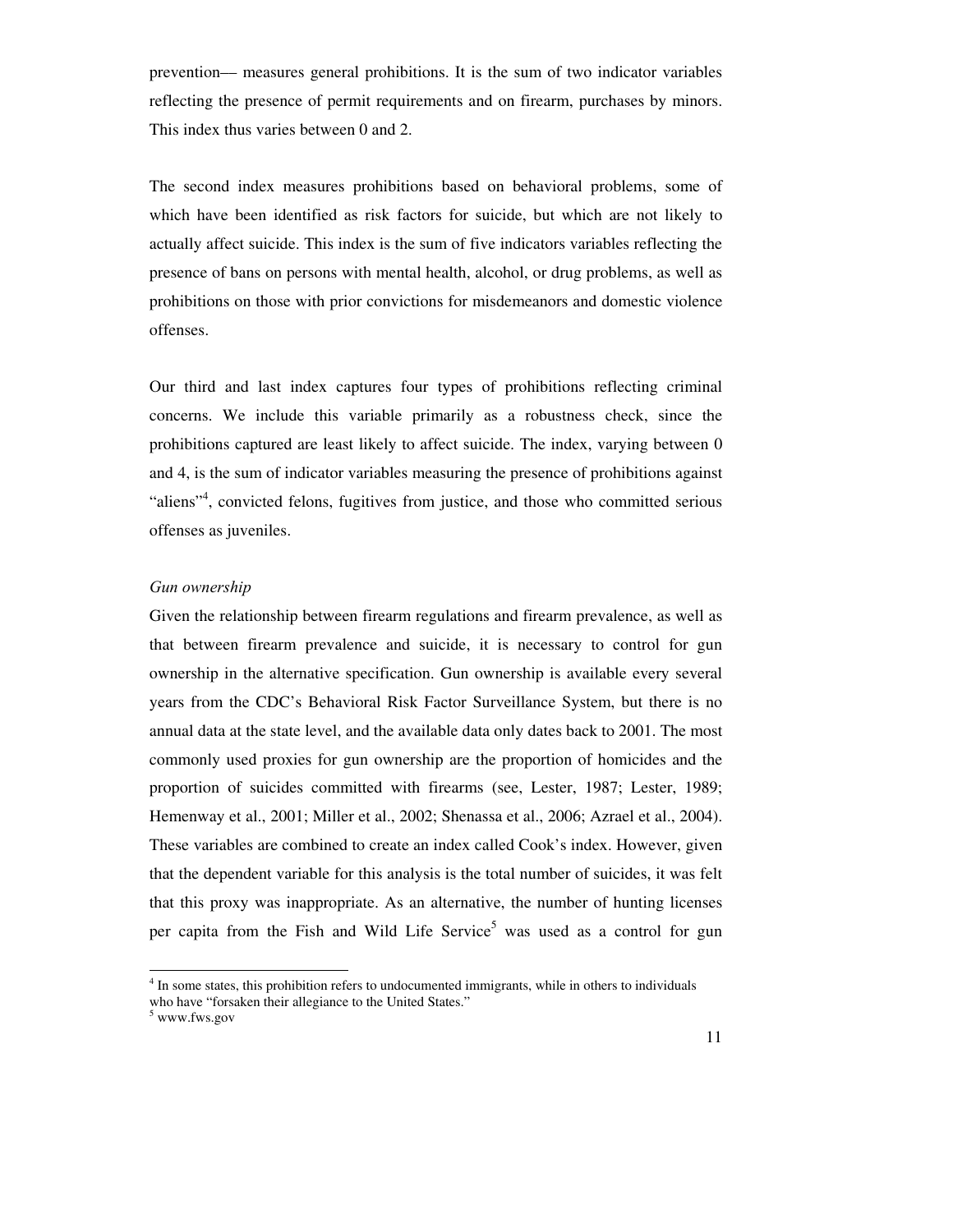prevention— measures general prohibitions. It is the sum of two indicator variables reflecting the presence of permit requirements and on firearm, purchases by minors. This index thus varies between 0 and 2.

The second index measures prohibitions based on behavioral problems, some of which have been identified as risk factors for suicide, but which are not likely to actually affect suicide. This index is the sum of five indicators variables reflecting the presence of bans on persons with mental health, alcohol, or drug problems, as well as prohibitions on those with prior convictions for misdemeanors and domestic violence offenses.

Our third and last index captures four types of prohibitions reflecting criminal concerns. We include this variable primarily as a robustness check, since the prohibitions captured are least likely to affect suicide. The index, varying between 0 and 4, is the sum of indicator variables measuring the presence of prohibitions against "aliens"[4], convicted felons, fugitives from justice, and those who committed serious offenses as juveniles.

*Gun ownership*

Given the relationship between firearm regulations and firearm prevalence, as well as that between firearm prevalence and suicide, it is necessary to control for gun ownership in the alternative specification. Gun ownership is available every several years from the CDC's Behavioral Risk Factor Surveillance System, but there is no annual data at the state level, and the available data only dates back to 2001. The most commonly used proxies for gun ownership are the proportion of homicides and the proportion of suicides committed with firearms (see, Lester, 1987; Lester, 1989; Hemenway et al., 2001; Miller et al., 2002; Shenassa et al., 2006; Azrael et al., 2004). These variables are combined to create an index called Cook's index. However, given that the dependent variable for this analysis is the total number of suicides, it was felt that this proxy was inappropriate. As an alternative, the number of hunting licenses per capita from the Fish and Wild Life Service[5] was used as a control for gun

[4] In some states, this prohibition refers to undocumented immigrants, while in others to individuals who have "forsaken their allegiance to the United States."

[5] www.fws.gov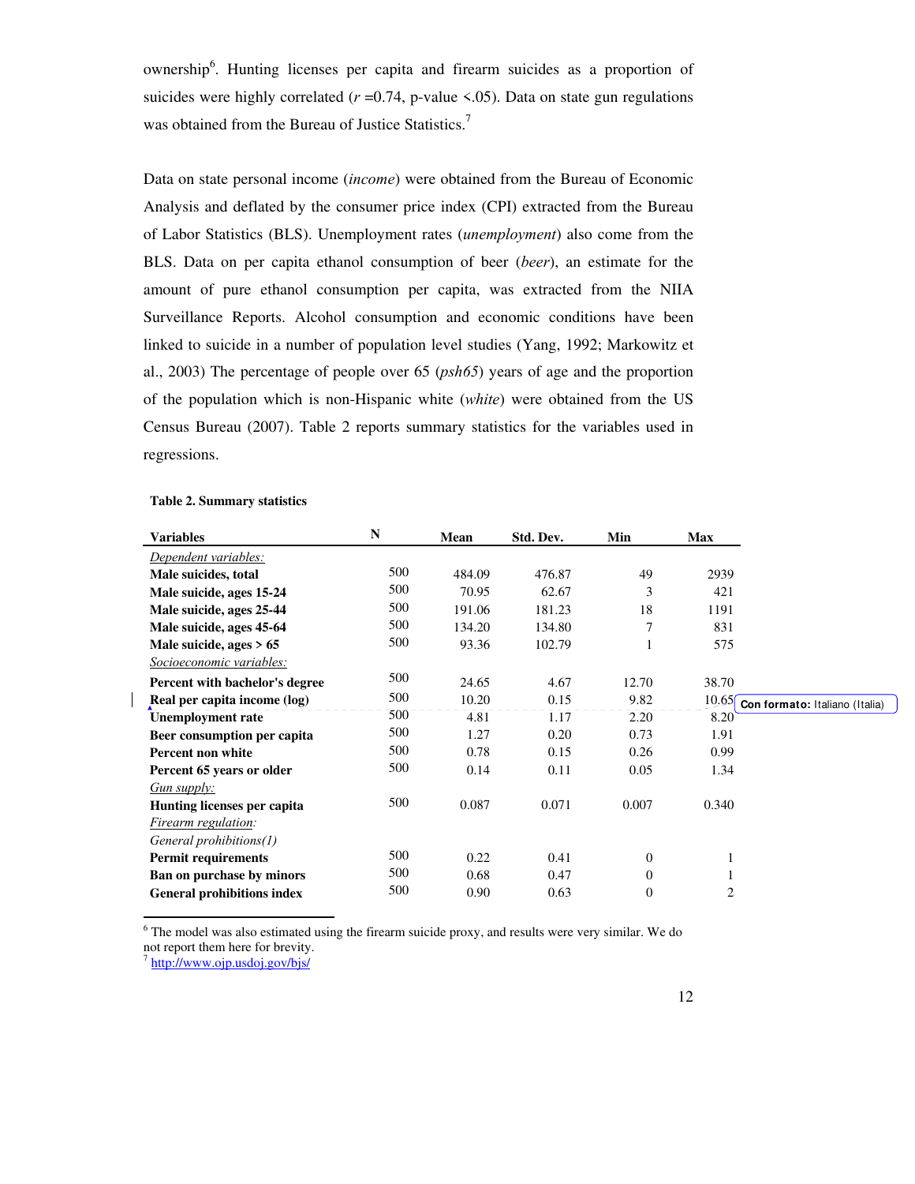ownership[6]. Hunting licenses per capita and firearm suicides as a proportion of suicides were highly correlated ($r$ =0.74, p-value <.05). Data on state gun regulations was obtained from the Bureau of Justice Statistics.[7]

Data on state personal income (*income*) were obtained from the Bureau of Economic Analysis and deflated by the consumer price index (CPI) extracted from the Bureau of Labor Statistics (BLS). Unemployment rates (*unemployment*) also come from the BLS. Data on per capita ethanol consumption of beer (*beer*), an estimate for the amount of pure ethanol consumption per capita, was extracted from the NIIA Surveillance Reports. Alcohol consumption and economic conditions have been linked to suicide in a number of population level studies (Yang, 1992; Markowitz et al., 2003) The percentage of people over 65 (*psh65*) years of age and the proportion of the population which is non-Hispanic white (*white*) were obtained from the US Census Bureau (2007). Table 2 reports summary statistics for the variables used in regressions.

**Table 2. Summary statistics**

| Variables | N | Mean | Std. Dev. | Min | Max |
|---|---|---|---|---|---|
| *Dependent variables:* | | | | | |
| **Male suicides, total** | 500 | 484.09 | 476.87 | 49 | 2939 |
| **Male suicide, ages 15-24** | 500 | 70.95 | 62.67 | 3 | 421 |
| **Male suicide, ages 25-44** | 500 | 191.06 | 181.23 | 18 | 1191 |
| **Male suicide, ages 45-64** | 500 | 134.20 | 134.80 | 7 | 831 |
| **Male suicide, ages > 65** | 500 | 93.36 | 102.79 | 1 | 575 |
| *Socioeconomic variables:* | | | | | |
| **Percent with bachelor's degree** | 500 | 24.65 | 4.67 | 12.70 | 38.70 |
| **Real per capita income (log)** | 500 | 10.20 | 0.15 | 9.82 | 10.65 |
| **Unemployment rate** | 500 | 4.81 | 1.17 | 2.20 | 8.20 |
| **Beer consumption per capita** | 500 | 1.27 | 0.20 | 0.73 | 1.91 |
| **Percent non white** | 500 | 0.78 | 0.15 | 0.26 | 0.99 |
| **Percent 65 years or older** | 500 | 0.14 | 0.11 | 0.05 | 1.34 |
| *Gun supply:* | | | | | |
| **Hunting licenses per capita** | 500 | 0.087 | 0.071 | 0.007 | 0.340 |
| *Firearm regulation:* | | | | | |
| *General prohibitions(1)* | | | | | |
| **Permit requirements** | 500 | 0.22 | 0.41 | 0 | 1 |
| **Ban on purchase by minors** | 500 | 0.68 | 0.47 | 0 | 1 |
| **General prohibitions index** | 500 | 0.90 | 0.63 | 0 | 2 |

[6] The model was also estimated using the firearm suicide proxy, and results were very similar. We do not report them here for brevity.

[7] http://www.ojp.usdoj.gov/bjs/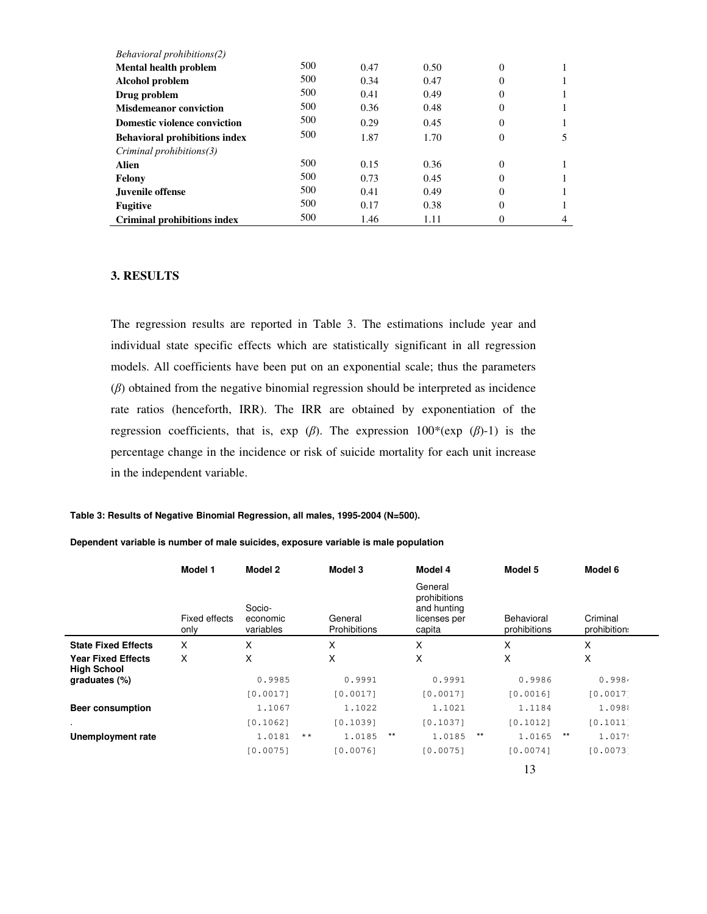| | | | | | |
|---|---|---|---|---|---|
| *Behavioral prohibitions(2)* | | | | | |
| **Mental health problem** | 500 | 0.47 | 0.50 | 0 | 1 |
| **Alcohol problem** | 500 | 0.34 | 0.47 | 0 | 1 |
| **Drug problem** | 500 | 0.41 | 0.49 | 0 | 1 |
| **Misdemeanor conviction** | 500 | 0.36 | 0.48 | 0 | 1 |
| **Domestic violence conviction** | 500 | 0.29 | 0.45 | 0 | 1 |
| **Behavioral prohibitions index** | 500 | 1.87 | 1.70 | 0 | 5 |
| *Criminal prohibitions(3)* | | | | | |
| **Alien** | 500 | 0.15 | 0.36 | 0 | 1 |
| **Felony** | 500 | 0.73 | 0.45 | 0 | 1 |
| **Juvenile offense** | 500 | 0.41 | 0.49 | 0 | 1 |
| **Fugitive** | 500 | 0.17 | 0.38 | 0 | 1 |
| **Criminal prohibitions index** | 500 | 1.46 | 1.11 | 0 | 4 |

## 3. RESULTS

The regression results are reported in Table 3. The estimations include year and individual state specific effects which are statistically significant in all regression models. All coefficients have been put on an exponential scale; thus the parameters ($\beta$) obtained from the negative binomial regression should be interpreted as incidence rate ratios (henceforth, IRR). The IRR are obtained by exponentiation of the regression coefficients, that is, exp ($\beta$). The expression 100*(exp ($\beta$)-1) is the percentage change in the incidence or risk of suicide mortality for each unit increase in the independent variable.

**Table 3: Results of Negative Binomial Regression, all males, 1995-2004 (N=500).**

**Dependent variable is number of male suicides, exposure variable is male population**

| | Model 1 | Model 2 | | Model 3 | | Model 4 | | Model 5 | | Model 6 |
|---|---|---|---|---|---|---|---|---|---|---|
| | Fixed effects only | Socio-economic variables | | General Prohibitions | | General prohibitions and hunting licenses per capita | | Behavioral prohibitions | | Criminal prohibitions |
| **State Fixed Effects** | X | X | | X | | X | | X | | X |
| **Year Fixed Effects** | X | X | | X | | X | | X | | X |
| **High School graduates (%)** | | 0.9985 | | 0.9991 | | 0.9991 | | 0.9986 | | 0.998 |
| | | [0.0017] | | [0.0017] | | [0.0017] | | [0.0016] | | [0.0017] |
| **Beer consumption** | | 1.1067 | | 1.1022 | | 1.1021 | | 1.1184 | | 1.098 |
| . | | [0.1062] | | [0.1039] | | [0.1037] | | [0.1012] | | [0.1011] |
| **Unemployment rate** | | 1.0181 | ** | 1.0185 | ** | 1.0185 | ** | 1.0165 | ** | 1.017 |
| | | [0.0075] | | [0.0076] | | [0.0075] | | [0.0074] | | [0.0073] |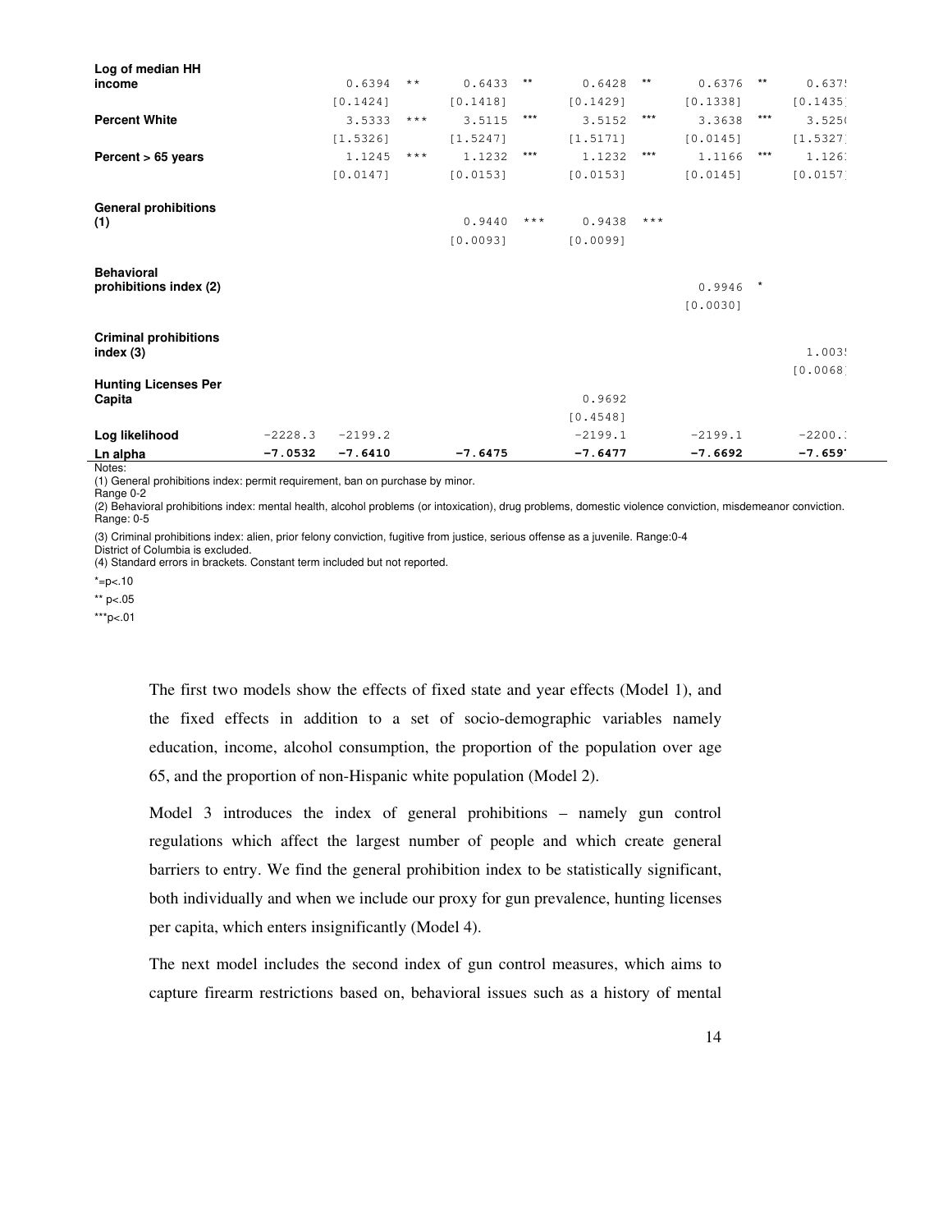| | | | | | | | | | | | |
|---|---|---|---|---|---|---|---|---|---|---|---|
| **Log of median HH income** | | 0.6394 | ** | 0.6433 | ** | 0.6428 | ** | 0.6376 | ** | 0.637! | |
| | | [0.1424] | | [0.1418] | | [0.1429] | | [0.1338] | | [0.1435] | |
| **Percent White** | | 3.5333 | *** | 3.5115 | *** | 3.5152 | *** | 3.3638 | *** | 3.525( | |
| | | [1.5326] | | [1.5247] | | [1.5171] | | [0.0145] | | [1.5327] | |
| **Percent > 65 years** | | 1.1245 | *** | 1.1232 | *** | 1.1232 | *** | 1.1166 | *** | 1.126: | |
| | | [0.0147] | | [0.0153] | | [0.0153] | | [0.0145] | | [0.0157] | |
| **General prohibitions (1)** | | | | 0.9440 | *** | 0.9438 | *** | | | | |
| | | | | [0.0093] | | [0.0099] | | | | | |
| **Behavioral prohibitions index (2)** | | | | | | | | 0.9946 | * | | |
| | | | | | | | | [0.0030] | | | |
| **Criminal prohibitions index (3)** | | | | | | | | | | 1.003! | |
| | | | | | | | | | | [0.0068] | |
| **Hunting Licenses Per Capita** | | | | | | 0.9692 | | | | | |
| | | | | | | [0.4548] | | | | | |
| **Log likelihood** | -2228.3 | -2199.2 | | | | -2199.1 | | -2199.1 | | -2200.: | |
| **Ln alpha** | **-7.0532** | **-7.6410** | | **-7.6475** | | **-7.6477** | | **-7.6692** | | **-7.659** | |

Notes:
(1) General prohibitions index: permit requirement, ban on purchase by minor.
Range 0-2
(2) Behavioral prohibitions index: mental health, alcohol problems (or intoxication), drug problems, domestic violence conviction, misdemeanor conviction. Range: 0-5
(3) Criminal prohibitions index: alien, prior felony conviction, fugitive from justice, serious offense as a juvenile. Range:0-4
District of Columbia is excluded.
(4) Standard errors in brackets. Constant term included but not reported.
*=p<.10
** p<.05
***p<.01

The first two models show the effects of fixed state and year effects (Model 1), and the fixed effects in addition to a set of socio-demographic variables namely education, income, alcohol consumption, the proportion of the population over age 65, and the proportion of non-Hispanic white population (Model 2).

Model 3 introduces the index of general prohibitions – namely gun control regulations which affect the largest number of people and which create general barriers to entry. We find the general prohibition index to be statistically significant, both individually and when we include our proxy for gun prevalence, hunting licenses per capita, which enters insignificantly (Model 4).

The next model includes the second index of gun control measures, which aims to capture firearm restrictions based on, behavioral issues such as a history of mental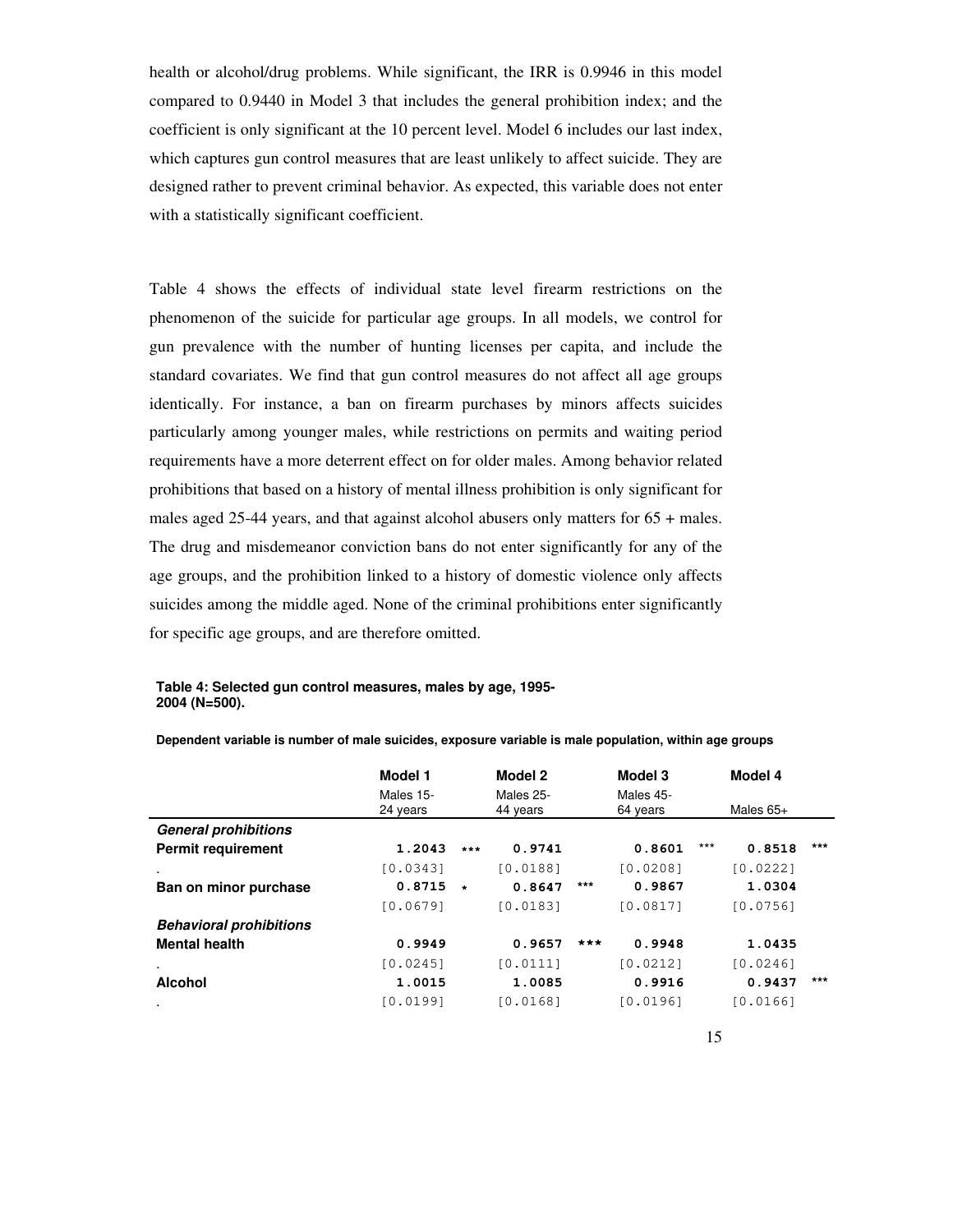health or alcohol/drug problems. While significant, the IRR is 0.9946 in this model compared to 0.9440 in Model 3 that includes the general prohibition index; and the coefficient is only significant at the 10 percent level. Model 6 includes our last index, which captures gun control measures that are least unlikely to affect suicide. They are designed rather to prevent criminal behavior. As expected, this variable does not enter with a statistically significant coefficient.

Table 4 shows the effects of individual state level firearm restrictions on the phenomenon of the suicide for particular age groups. In all models, we control for gun prevalence with the number of hunting licenses per capita, and include the standard covariates. We find that gun control measures do not affect all age groups identically. For instance, a ban on firearm purchases by minors affects suicides particularly among younger males, while restrictions on permits and waiting period requirements have a more deterrent effect on for older males. Among behavior related prohibitions that based on a history of mental illness prohibition is only significant for males aged 25-44 years, and that against alcohol abusers only matters for 65 + males. The drug and misdemeanor conviction bans do not enter significantly for any of the age groups, and the prohibition linked to a history of domestic violence only affects suicides among the middle aged. None of the criminal prohibitions enter significantly for specific age groups, and are therefore omitted.

**Table 4: Selected gun control measures, males by age, 1995-2004 (N=500).**

**Dependent variable is number of male suicides, exposure variable is male population, within age groups**

| | **Model 1** | | **Model 2** | | **Model 3** | | **Model 4** | |
|---|---|---|---|---|---|---|---|---|
| | Males 15-24 years | | Males 25-44 years | | Males 45-64 years | | Males 65+ | |
| ***General prohibitions*** | | | | | | | | |
| **Permit requirement** | **1.2043** | *** | **0.9741** | | **0.8601** | *** | **0.8518** | *** |
| . | [0.0343] | | [0.0188] | | [0.0208] | | [0.0222] | |
| **Ban on minor purchase** | **0.8715** | * | **0.8647** | *** | **0.9867** | | **1.0304** | |
| | [0.0679] | | [0.0183] | | [0.0817] | | [0.0756] | |
| ***Behavioral prohibitions*** | | | | | | | | |
| **Mental health** | **0.9949** | | **0.9657** | *** | **0.9948** | | **1.0435** | |
| . | [0.0245] | | [0.0111] | | [0.0212] | | [0.0246] | |
| **Alcohol** | **1.0015** | | **1.0085** | | **0.9916** | | **0.9437** | *** |
| . | [0.0199] | | [0.0168] | | [0.0196] | | [0.0166] | |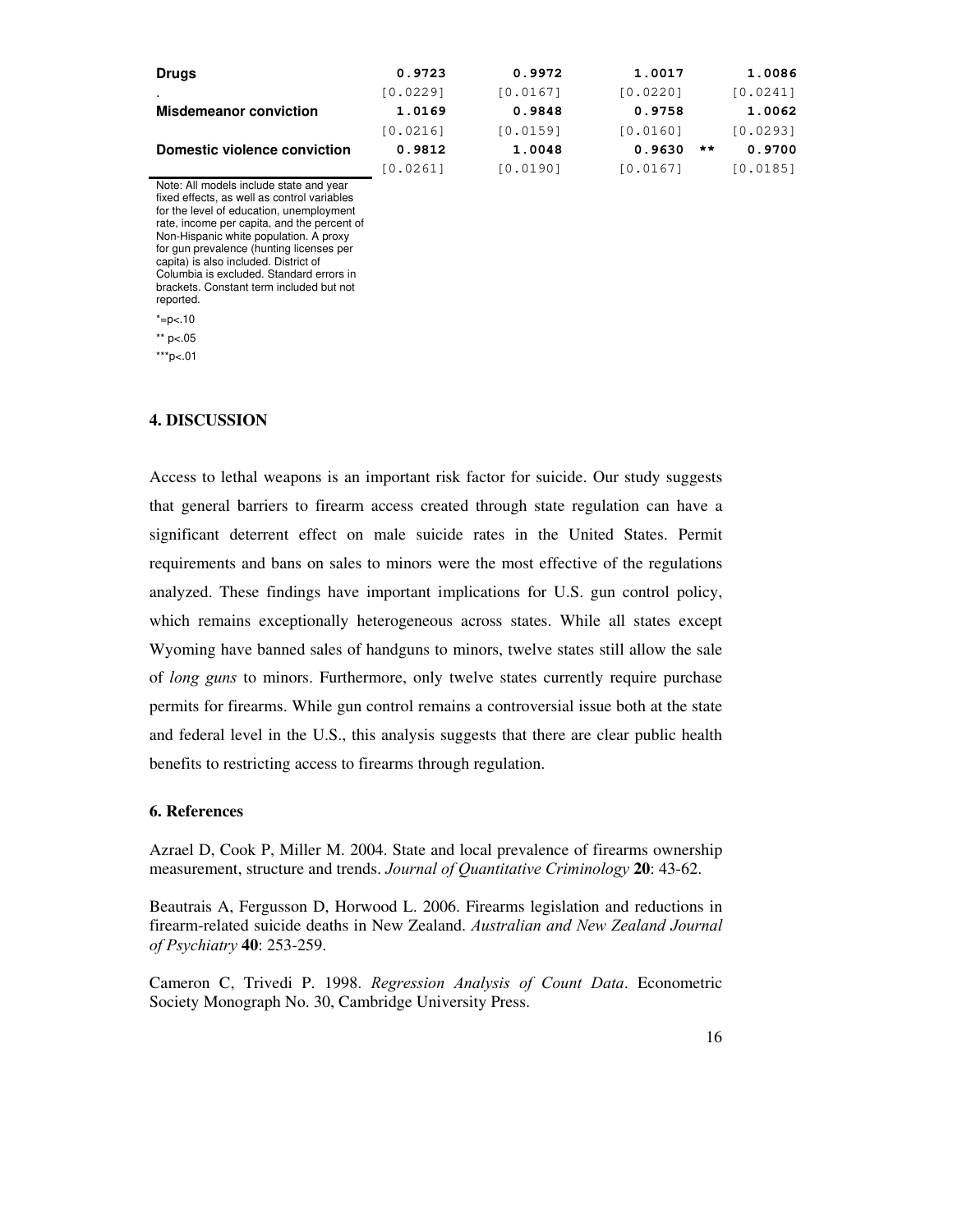| | | | | |
|---|---|---|---|---|
| **Drugs** | **0.9723** | **0.9972** | **1.0017** | **1.0086** |
| . | [0.0229] | [0.0167] | [0.0220] | [0.0241] |
| **Misdemeanor conviction** | **1.0169** | **0.9848** | **0.9758** | **1.0062** |
| | [0.0216] | [0.0159] | [0.0160] | [0.0293] |
| **Domestic violence conviction** | **0.9812** | **1.0048** | **0.9630 \*\*** | **0.9700** |
| | [0.0261] | [0.0190] | [0.0167] | [0.0185] |

Note: All models include state and year fixed effects, as well as control variables for the level of education, unemployment rate, income per capita, and the percent of Non-Hispanic white population. A proxy for gun prevalence (hunting licenses per capita) is also included. District of Columbia is excluded. Standard errors in brackets. Constant term included but not reported.

*=p<.10

** p<.05

***p<.01

### 4. DISCUSSION

Access to lethal weapons is an important risk factor for suicide. Our study suggests that general barriers to firearm access created through state regulation can have a significant deterrent effect on male suicide rates in the United States. Permit requirements and bans on sales to minors were the most effective of the regulations analyzed. These findings have important implications for U.S. gun control policy, which remains exceptionally heterogeneous across states. While all states except Wyoming have banned sales of handguns to minors, twelve states still allow the sale of *long guns* to minors. Furthermore, only twelve states currently require purchase permits for firearms. While gun control remains a controversial issue both at the state and federal level in the U.S., this analysis suggests that there are clear public health benefits to restricting access to firearms through regulation.

### 6. References

Azrael D, Cook P, Miller M. 2004. State and local prevalence of firearms ownership measurement, structure and trends. *Journal of Quantitative Criminology* **20**: 43-62.

Beautrais A, Fergusson D, Horwood L. 2006. Firearms legislation and reductions in firearm-related suicide deaths in New Zealand. *Australian and New Zealand Journal of Psychiatry* **40**: 253-259.

Cameron C, Trivedi P. 1998. *Regression Analysis of Count Data*. Econometric Society Monograph No. 30, Cambridge University Press.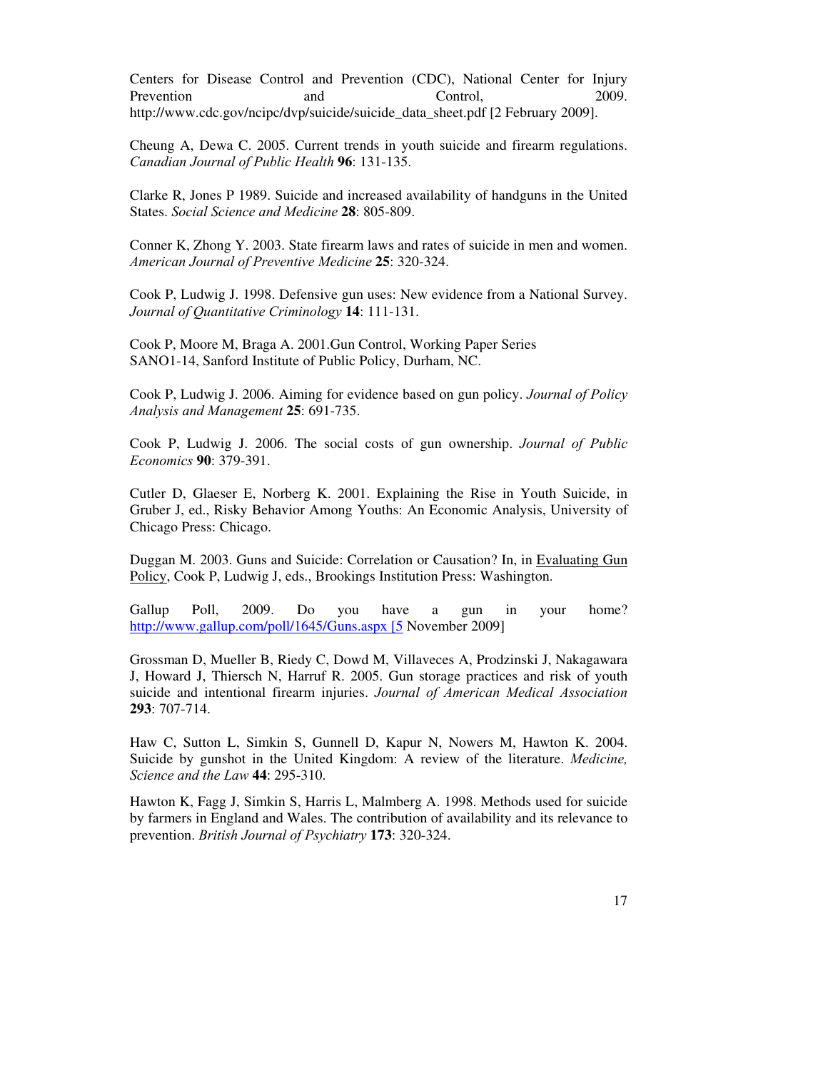Centers for Disease Control and Prevention (CDC), National Center for Injury Prevention and Control, 2009. http://www.cdc.gov/ncipc/dvp/suicide/suicide_data_sheet.pdf [2 February 2009].

Cheung A, Dewa C. 2005. Current trends in youth suicide and firearm regulations. *Canadian Journal of Public Health* **96**: 131-135.

Clarke R, Jones P 1989. Suicide and increased availability of handguns in the United States. *Social Science and Medicine* **28**: 805-809.

Conner K, Zhong Y. 2003. State firearm laws and rates of suicide in men and women. *American Journal of Preventive Medicine* **25**: 320-324.

Cook P, Ludwig J. 1998. Defensive gun uses: New evidence from a National Survey. *Journal of Quantitative Criminology* **14**: 111-131.

Cook P, Moore M, Braga A. 2001.Gun Control, Working Paper Series SANO1-14, Sanford Institute of Public Policy, Durham, NC.

Cook P, Ludwig J. 2006. Aiming for evidence based on gun policy. *Journal of Policy Analysis and Management* **25**: 691-735.

Cook P, Ludwig J. 2006. The social costs of gun ownership. *Journal of Public Economics* **90**: 379-391.

Cutler D, Glaeser E, Norberg K. 2001. Explaining the Rise in Youth Suicide, in Gruber J, ed., Risky Behavior Among Youths: An Economic Analysis, University of Chicago Press: Chicago.

Duggan M. 2003. Guns and Suicide: Correlation or Causation? In, in Evaluating Gun Policy, Cook P, Ludwig J, eds., Brookings Institution Press: Washington.

Gallup Poll, 2009. Do you have a gun in your home? http://www.gallup.com/poll/1645/Guns.aspx [5 November 2009]

Grossman D, Mueller B, Riedy C, Dowd M, Villaveces A, Prodzinski J, Nakagawara J, Howard J, Thiersch N, Harruf R. 2005. Gun storage practices and risk of youth suicide and intentional firearm injuries. *Journal of American Medical Association* **293**: 707-714.

Haw C, Sutton L, Simkin S, Gunnell D, Kapur N, Nowers M, Hawton K. 2004. Suicide by gunshot in the United Kingdom: A review of the literature. *Medicine, Science and the Law* **44**: 295-310.

Hawton K, Fagg J, Simkin S, Harris L, Malmberg A. 1998. Methods used for suicide by farmers in England and Wales. The contribution of availability and its relevance to prevention. *British Journal of Psychiatry* **173**: 320-324.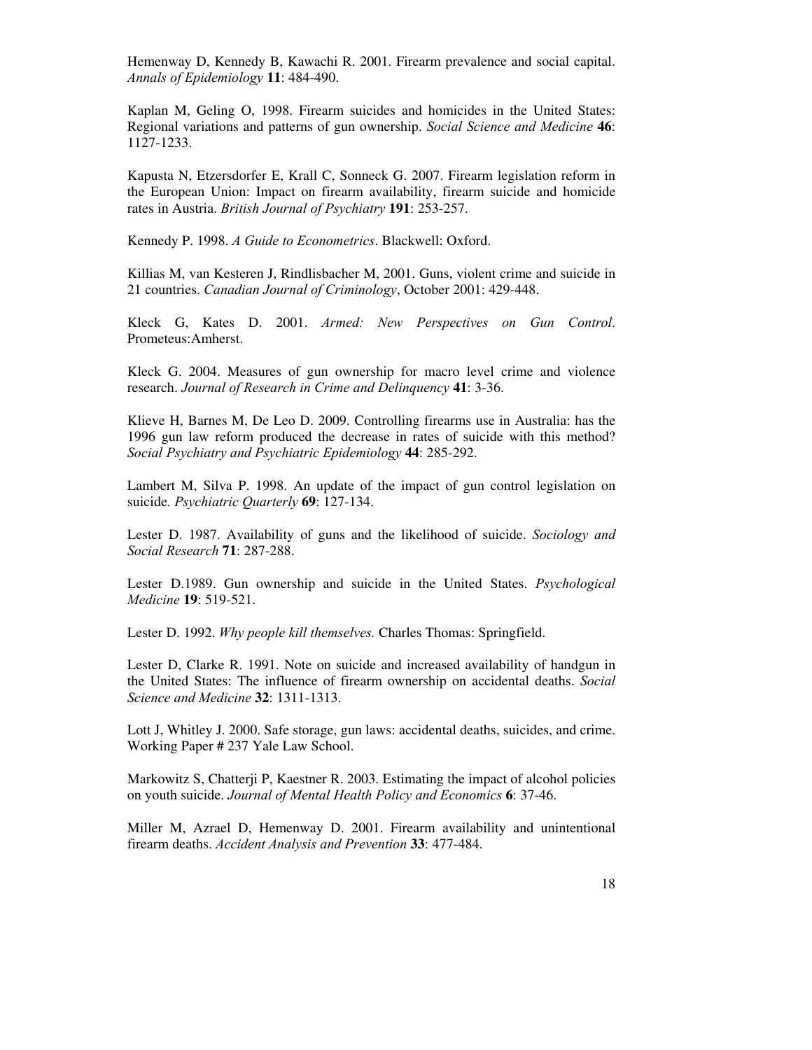Hemenway D, Kennedy B, Kawachi R. 2001. Firearm prevalence and social capital. *Annals of Epidemiology* **11**: 484-490.

Kaplan M, Geling O, 1998. Firearm suicides and homicides in the United States: Regional variations and patterns of gun ownership. *Social Science and Medicine* **46**: 1127-1233.

Kapusta N, Etzersdorfer E, Krall C, Sonneck G. 2007. Firearm legislation reform in the European Union: Impact on firearm availability, firearm suicide and homicide rates in Austria. *British Journal of Psychiatry* **191**: 253-257.

Kennedy P. 1998. *A Guide to Econometrics*. Blackwell: Oxford.

Killias M, van Kesteren J, Rindlisbacher M, 2001. Guns, violent crime and suicide in 21 countries. *Canadian Journal of Criminology*, October 2001: 429-448.

Kleck G, Kates D. 2001. *Armed: New Perspectives on Gun Control*. Prometeus:Amherst.

Kleck G. 2004. Measures of gun ownership for macro level crime and violence research. *Journal of Research in Crime and Delinquency* **41**: 3-36.

Klieve H, Barnes M, De Leo D. 2009. Controlling firearms use in Australia: has the 1996 gun law reform produced the decrease in rates of suicide with this method? *Social Psychiatry and Psychiatric Epidemiology* **44**: 285-292.

Lambert M, Silva P. 1998. An update of the impact of gun control legislation on suicide*. Psychiatric Quarterly* **69**: 127-134.

Lester D. 1987. Availability of guns and the likelihood of suicide. *Sociology and Social Research* **71**: 287-288.

Lester D.1989. Gun ownership and suicide in the United States. *Psychological Medicine* **19**: 519-521.

Lester D. 1992. *Why people kill themselves.* Charles Thomas: Springfield.

Lester D, Clarke R. 1991. Note on suicide and increased availability of handgun in the United States: The influence of firearm ownership on accidental deaths. *Social Science and Medicine* **32**: 1311-1313.

Lott J, Whitley J. 2000. Safe storage, gun laws: accidental deaths, suicides, and crime. Working Paper # 237 Yale Law School.

Markowitz S, Chatterji P, Kaestner R. 2003. Estimating the impact of alcohol policies on youth suicide. *Journal of Mental Health Policy and Economics* **6**: 37-46.

Miller M, Azrael D, Hemenway D. 2001. Firearm availability and unintentional firearm deaths. *Accident Analysis and Prevention* **33**: 477-484.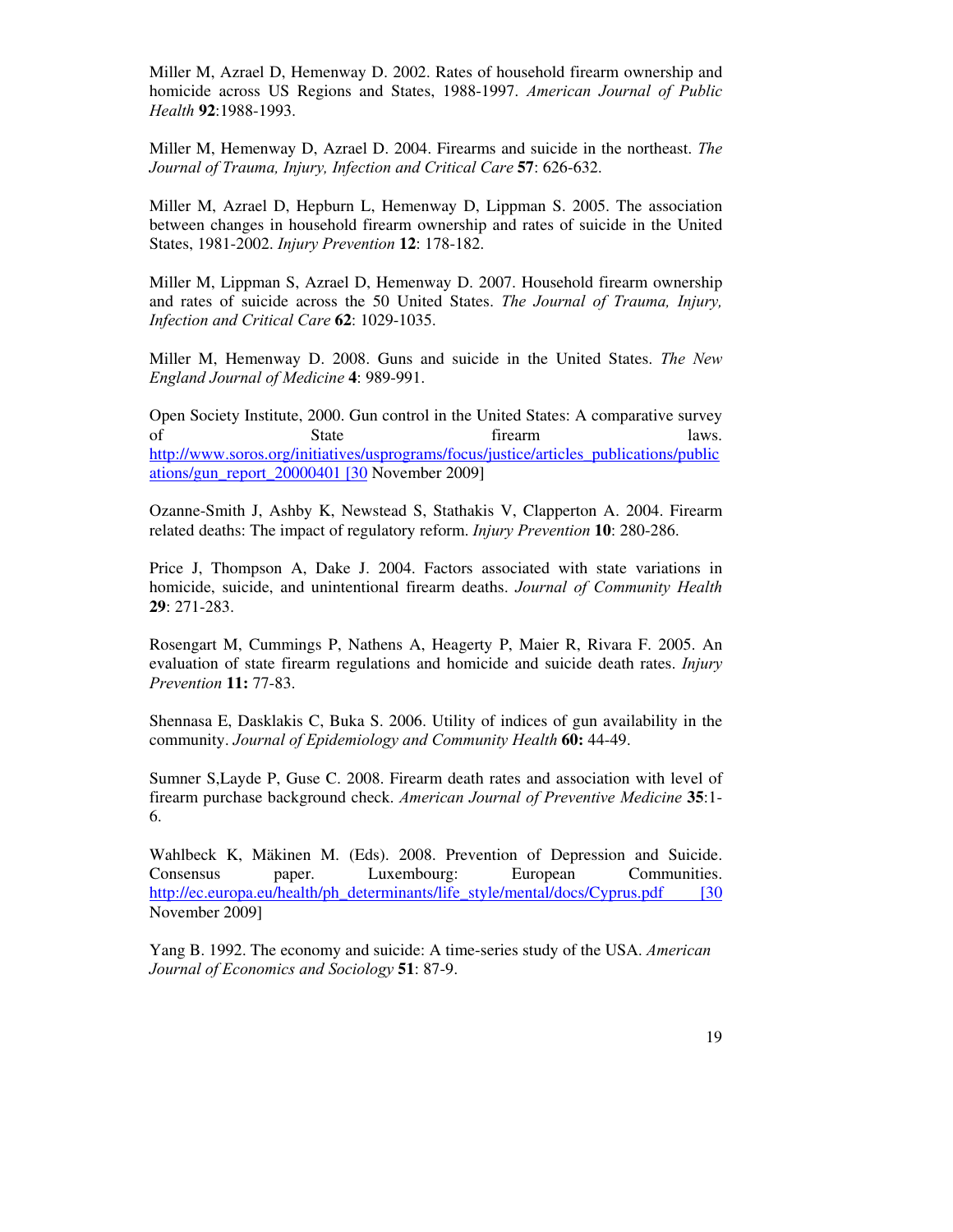Miller M, Azrael D, Hemenway D. 2002. Rates of household firearm ownership and homicide across US Regions and States, 1988-1997. *American Journal of Public Health* **92**:1988-1993.

Miller M, Hemenway D, Azrael D. 2004. Firearms and suicide in the northeast. *The Journal of Trauma, Injury, Infection and Critical Care* **57**: 626-632.

Miller M, Azrael D, Hepburn L, Hemenway D, Lippman S. 2005. The association between changes in household firearm ownership and rates of suicide in the United States, 1981-2002. *Injury Prevention* **12**: 178-182.

Miller M, Lippman S, Azrael D, Hemenway D. 2007. Household firearm ownership and rates of suicide across the 50 United States. *The Journal of Trauma, Injury, Infection and Critical Care* **62**: 1029-1035.

Miller M, Hemenway D. 2008. Guns and suicide in the United States. *The New England Journal of Medicine* **4**: 989-991.

Open Society Institute, 2000. Gun control in the United States: A comparative survey of State firearm laws. http://www.soros.org/initiatives/usprograms/focus/justice/articles_publications/publications/gun_report_20000401 [30 November 2009]

Ozanne-Smith J, Ashby K, Newstead S, Stathakis V, Clapperton A. 2004. Firearm related deaths: The impact of regulatory reform. *Injury Prevention* **10**: 280-286.

Price J, Thompson A, Dake J. 2004. Factors associated with state variations in homicide, suicide, and unintentional firearm deaths. *Journal of Community Health* **29**: 271-283.

Rosengart M, Cummings P, Nathens A, Heagerty P, Maier R, Rivara F. 2005. An evaluation of state firearm regulations and homicide and suicide death rates. *Injury Prevention* **11:** 77-83.

Shennasa E, Dasklakis C, Buka S. 2006. Utility of indices of gun availability in the community. *Journal of Epidemiology and Community Health* **60:** 44-49.

Sumner S,Layde P, Guse C. 2008. Firearm death rates and association with level of firearm purchase background check. *American Journal of Preventive Medicine* **35**:1-6.

Wahlbeck K, Mäkinen M. (Eds). 2008. Prevention of Depression and Suicide. Consensus paper. Luxembourg: European Communities. http://ec.europa.eu/health/ph_determinants/life_style/mental/docs/Cyprus.pdf [30 November 2009]

Yang B. 1992. The economy and suicide: A time-series study of the USA. *American Journal of Economics and Sociology* **51**: 87-9.